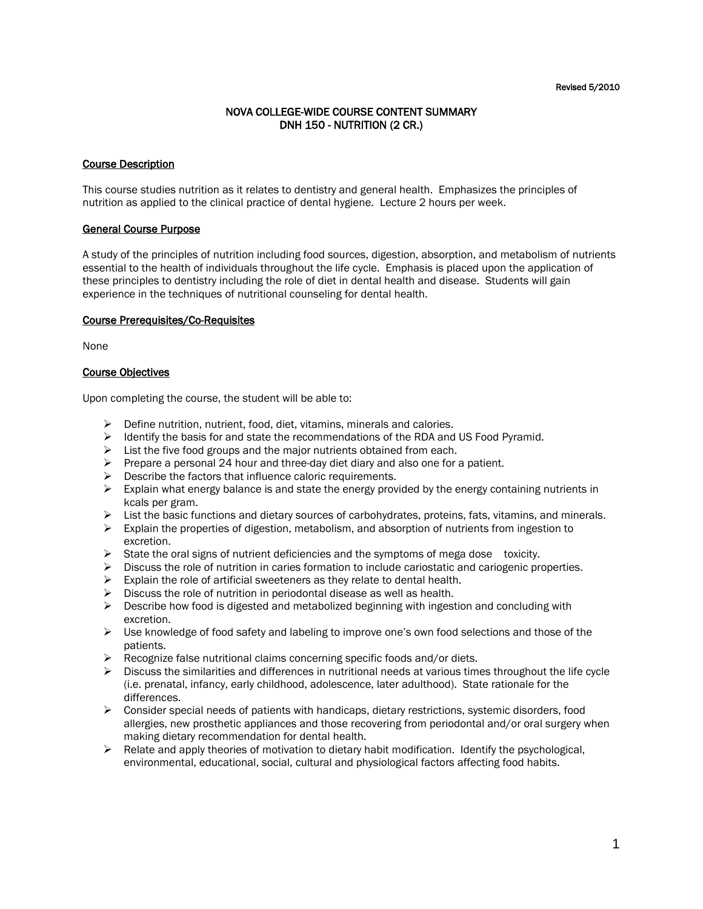Revised 5/2010

# NOVA COLLEGE-WIDE COURSE CONTENT SUMMARY
# DNH 150 - NUTRITION (2 CR.)

## Course Description

This course studies nutrition as it relates to dentistry and general health. Emphasizes the principles of nutrition as applied to the clinical practice of dental hygiene. Lecture 2 hours per week.

## General Course Purpose

A study of the principles of nutrition including food sources, digestion, absorption, and metabolism of nutrients essential to the health of individuals throughout the life cycle. Emphasis is placed upon the application of these principles to dentistry including the role of diet in dental health and disease. Students will gain experience in the techniques of nutritional counseling for dental health.

## Course Prerequisites/Co-Requisites

None

## Course Objectives

Upon completing the course, the student will be able to:

- Define nutrition, nutrient, food, diet, vitamins, minerals and calories.
- Identify the basis for and state the recommendations of the RDA and US Food Pyramid.
- List the five food groups and the major nutrients obtained from each.
- Prepare a personal 24 hour and three-day diet diary and also one for a patient.
- Describe the factors that influence caloric requirements.
- Explain what energy balance is and state the energy provided by the energy containing nutrients in kcals per gram.
- List the basic functions and dietary sources of carbohydrates, proteins, fats, vitamins, and minerals.
- Explain the properties of digestion, metabolism, and absorption of nutrients from ingestion to excretion.
- State the oral signs of nutrient deficiencies and the symptoms of mega dose toxicity.
- Discuss the role of nutrition in caries formation to include cariostatic and cariogenic properties.
- Explain the role of artificial sweeteners as they relate to dental health.
- Discuss the role of nutrition in periodontal disease as well as health.
- Describe how food is digested and metabolized beginning with ingestion and concluding with excretion.
- Use knowledge of food safety and labeling to improve one's own food selections and those of the patients.
- Recognize false nutritional claims concerning specific foods and/or diets.
- Discuss the similarities and differences in nutritional needs at various times throughout the life cycle (i.e. prenatal, infancy, early childhood, adolescence, later adulthood). State rationale for the differences.
- Consider special needs of patients with handicaps, dietary restrictions, systemic disorders, food allergies, new prosthetic appliances and those recovering from periodontal and/or oral surgery when making dietary recommendation for dental health.
- Relate and apply theories of motivation to dietary habit modification. Identify the psychological, environmental, educational, social, cultural and physiological factors affecting food habits.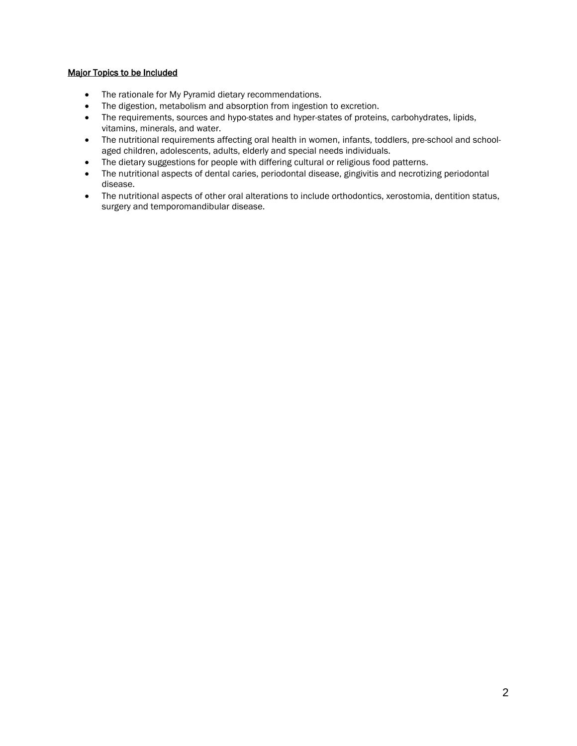## Major Topics to be Included

- The rationale for My Pyramid dietary recommendations.
- The digestion, metabolism and absorption from ingestion to excretion.
- The requirements, sources and hypo-states and hyper-states of proteins, carbohydrates, lipids, vitamins, minerals, and water.
- The nutritional requirements affecting oral health in women, infants, toddlers, pre-school and school-aged children, adolescents, adults, elderly and special needs individuals.
- The dietary suggestions for people with differing cultural or religious food patterns.
- The nutritional aspects of dental caries, periodontal disease, gingivitis and necrotizing periodontal disease.
- The nutritional aspects of other oral alterations to include orthodontics, xerostomia, dentition status, surgery and temporomandibular disease.